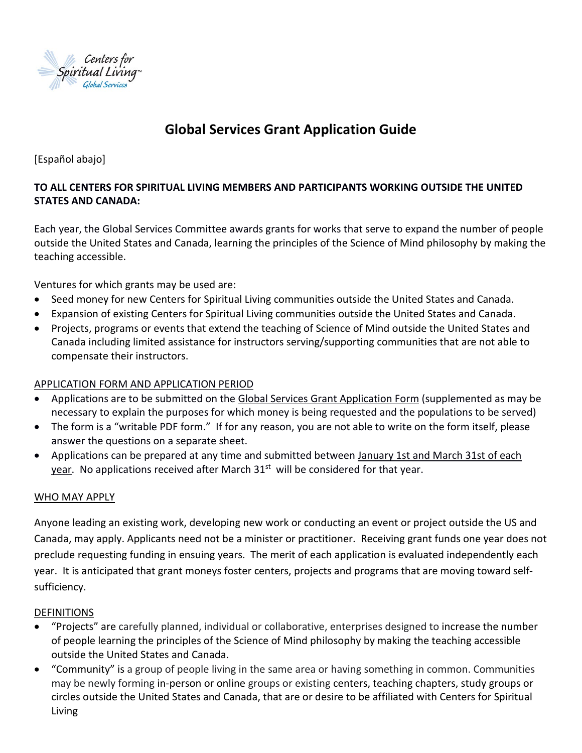# Global Services Grant Application Guide

[Español abajo]

**TO ALL CENTERS FOR SPIRITUAL LIVING MEMBERS AND PARTICIPANTS WORKING OUTSIDE THE UNITED STATES AND CANADA:**

Each year, the Global Services Committee awards grants for works that serve to expand the number of people outside the United States and Canada, learning the principles of the Science of Mind philosophy by making the teaching accessible.

Ventures for which grants may be used are:

- Seed money for new Centers for Spiritual Living communities outside the United States and Canada.
- Expansion of existing Centers for Spiritual Living communities outside the United States and Canada.
- Projects, programs or events that extend the teaching of Science of Mind outside the United States and Canada including limited assistance for instructors serving/supporting communities that are not able to compensate their instructors.

## APPLICATION FORM AND APPLICATION PERIOD

- Applications are to be submitted on the Global Services Grant Application Form (supplemented as may be necessary to explain the purposes for which money is being requested and the populations to be served)
- The form is a "writable PDF form." If for any reason, you are not able to write on the form itself, please answer the questions on a separate sheet.
- Applications can be prepared at any time and submitted between January 1st and March 31st of each year. No applications received after March 31st will be considered for that year.

## WHO MAY APPLY

Anyone leading an existing work, developing new work or conducting an event or project outside the US and Canada, may apply. Applicants need not be a minister or practitioner. Receiving grant funds one year does not preclude requesting funding in ensuing years. The merit of each application is evaluated independently each year. It is anticipated that grant moneys foster centers, projects and programs that are moving toward self-sufficiency.

## DEFINITIONS

- "Projects" are carefully planned, individual or collaborative, enterprises designed to increase the number of people learning the principles of the Science of Mind philosophy by making the teaching accessible outside the United States and Canada.
- "Community" is a group of people living in the same area or having something in common. Communities may be newly forming in-person or online groups or existing centers, teaching chapters, study groups or circles outside the United States and Canada, that are or desire to be affiliated with Centers for Spiritual Living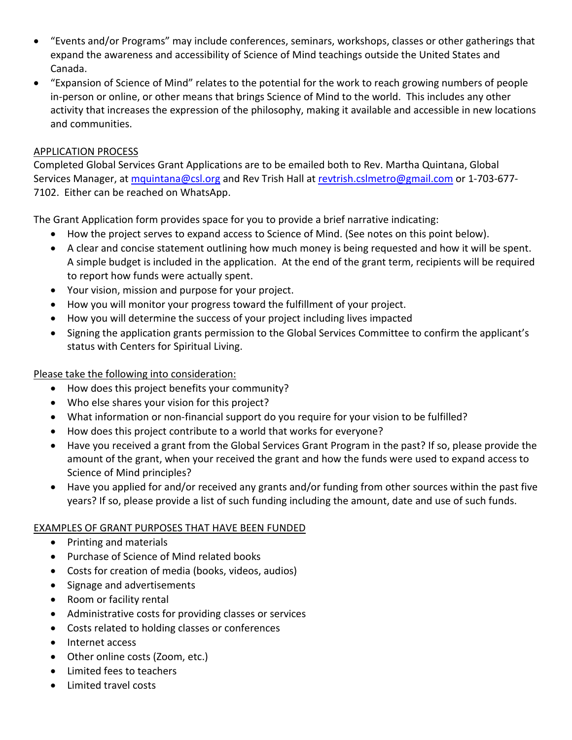- "Events and/or Programs" may include conferences, seminars, workshops, classes or other gatherings that expand the awareness and accessibility of Science of Mind teachings outside the United States and Canada.
- "Expansion of Science of Mind" relates to the potential for the work to reach growing numbers of people in-person or online, or other means that brings Science of Mind to the world. This includes any other activity that increases the expression of the philosophy, making it available and accessible in new locations and communities.

<u>APPLICATION PROCESS</u>

Completed Global Services Grant Applications are to be emailed both to Rev. Martha Quintana, Global Services Manager, at mquintana@csl.org and Rev Trish Hall at revtrish.cslmetro@gmail.com or 1-703-677-7102. Either can be reached on WhatsApp.

The Grant Application form provides space for you to provide a brief narrative indicating:

- How the project serves to expand access to Science of Mind. (See notes on this point below).
- A clear and concise statement outlining how much money is being requested and how it will be spent. A simple budget is included in the application. At the end of the grant term, recipients will be required to report how funds were actually spent.
- Your vision, mission and purpose for your project.
- How you will monitor your progress toward the fulfillment of your project.
- How you will determine the success of your project including lives impacted
- Signing the application grants permission to the Global Services Committee to confirm the applicant's status with Centers for Spiritual Living.

<u>Please take the following into consideration:</u>

- How does this project benefits your community?
- Who else shares your vision for this project?
- What information or non-financial support do you require for your vision to be fulfilled?
- How does this project contribute to a world that works for everyone?
- Have you received a grant from the Global Services Grant Program in the past? If so, please provide the amount of the grant, when your received the grant and how the funds were used to expand access to Science of Mind principles?
- Have you applied for and/or received any grants and/or funding from other sources within the past five years? If so, please provide a list of such funding including the amount, date and use of such funds.

<u>EXAMPLES OF GRANT PURPOSES THAT HAVE BEEN FUNDED</u>

- Printing and materials
- Purchase of Science of Mind related books
- Costs for creation of media (books, videos, audios)
- Signage and advertisements
- Room or facility rental
- Administrative costs for providing classes or services
- Costs related to holding classes or conferences
- Internet access
- Other online costs (Zoom, etc.)
- Limited fees to teachers
- Limited travel costs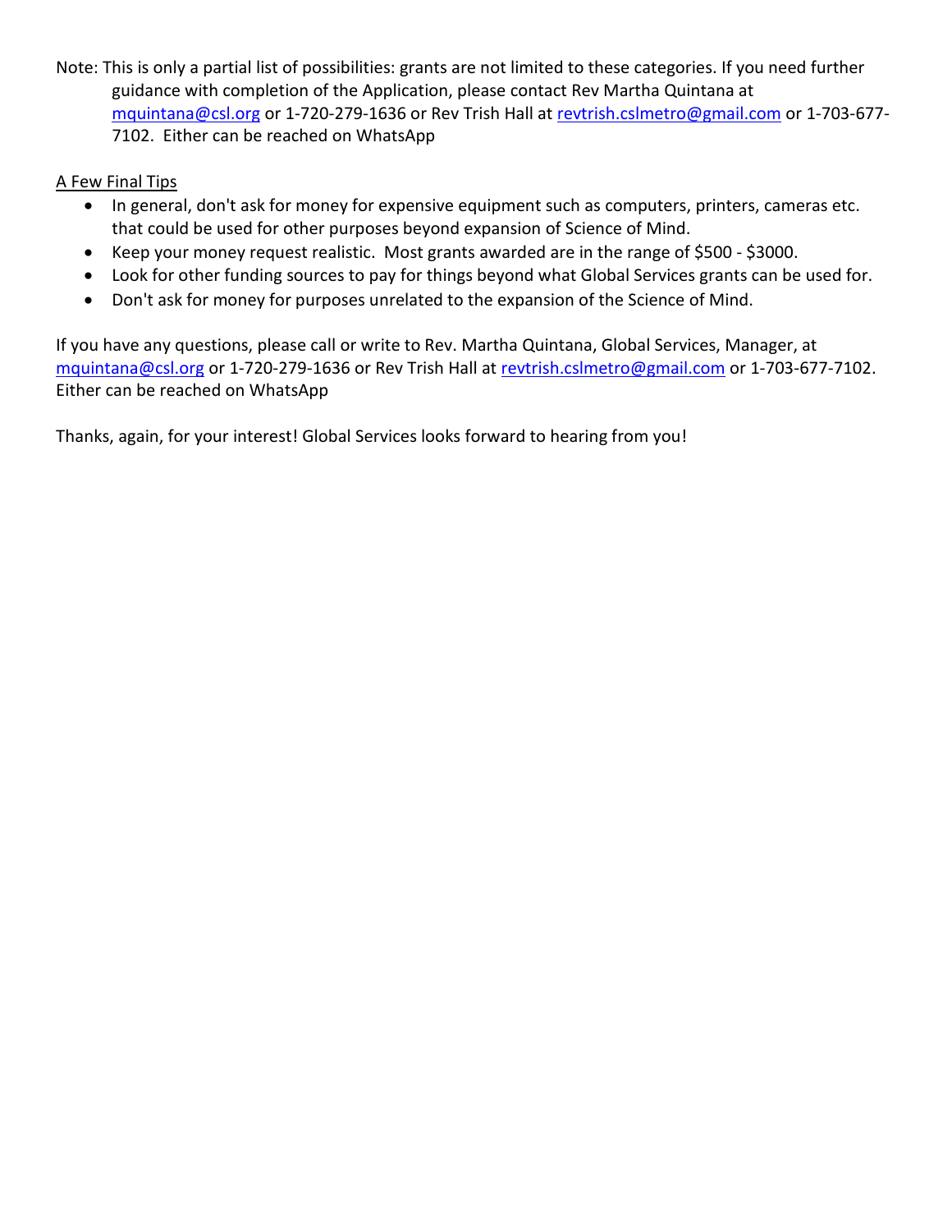Note: This is only a partial list of possibilities: grants are not limited to these categories. If you need further guidance with completion of the Application, please contact Rev Martha Quintana at mquintana@csl.org or 1-720-279-1636 or Rev Trish Hall at revtrish.cslmetro@gmail.com or 1-703-677-7102. Either can be reached on WhatsApp

A Few Final Tips

- In general, don't ask for money for expensive equipment such as computers, printers, cameras etc. that could be used for other purposes beyond expansion of Science of Mind.
- Keep your money request realistic. Most grants awarded are in the range of $500 - $3000.
- Look for other funding sources to pay for things beyond what Global Services grants can be used for.
- Don't ask for money for purposes unrelated to the expansion of the Science of Mind.

If you have any questions, please call or write to Rev. Martha Quintana, Global Services, Manager, at mquintana@csl.org or 1-720-279-1636 or Rev Trish Hall at revtrish.cslmetro@gmail.com or 1-703-677-7102. Either can be reached on WhatsApp

Thanks, again, for your interest! Global Services looks forward to hearing from you!